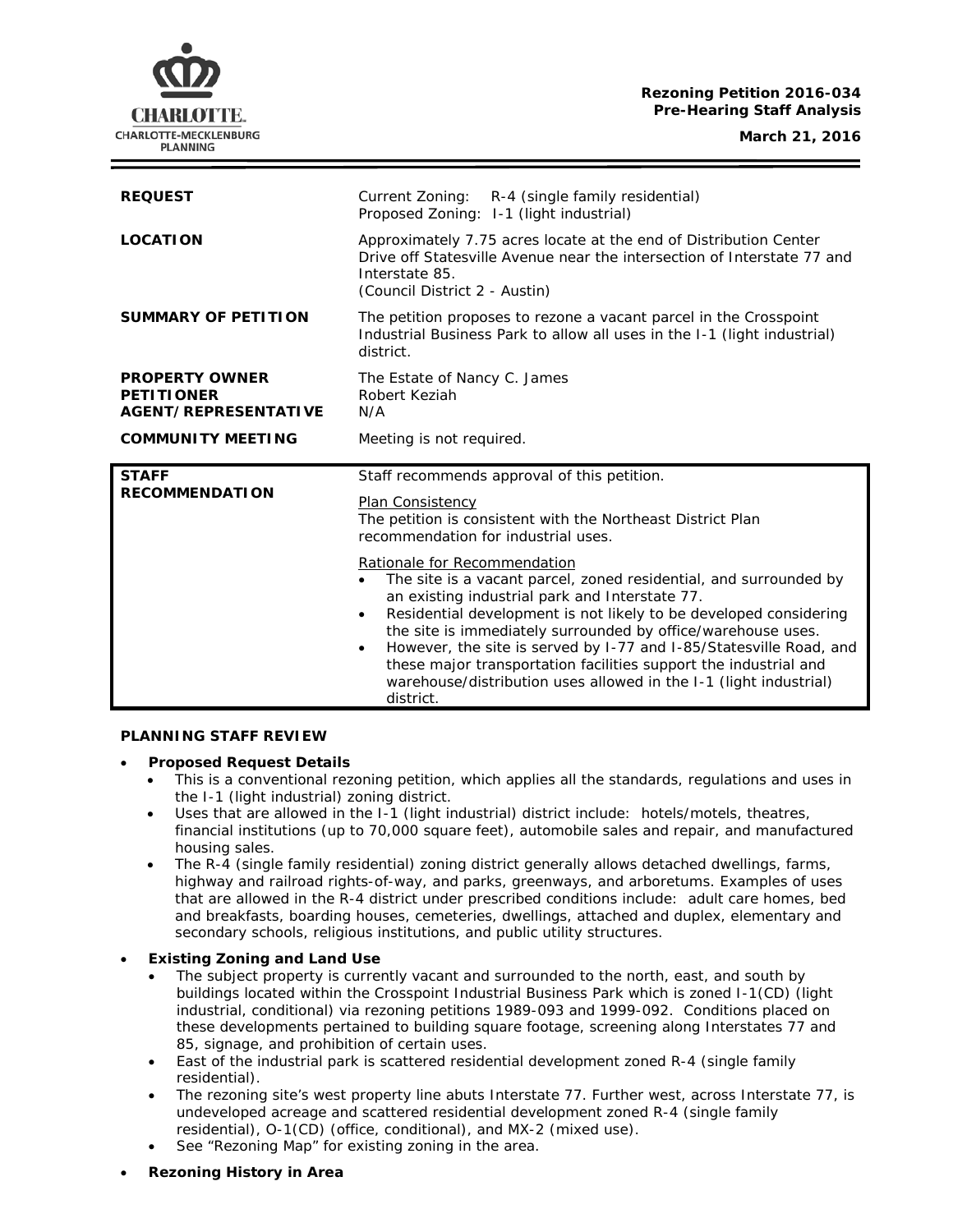**Rezoning Petition 2016-034**
**Pre-Hearing Staff Analysis**

**March 21, 2016**

| | |
|---|---|
| **REQUEST** | Current Zoning: R-4 (single family residential)<br>Proposed Zoning: I-1 (light industrial) |
| **LOCATION** | Approximately 7.75 acres locate at the end of Distribution Center Drive off Statesville Avenue near the intersection of Interstate 77 and Interstate 85.<br>(Council District 2 - Austin) |
| **SUMMARY OF PETITION** | The petition proposes to rezone a vacant parcel in the Crosspoint Industrial Business Park to allow all uses in the I-1 (light industrial) district. |
| **PROPERTY OWNER**<br>**PETITIONER**<br>**AGENT/REPRESENTATIVE** | The Estate of Nancy C. James<br>Robert Keziah<br>N/A |
| **COMMUNITY MEETING** | Meeting is not required. |

| | |
|---|---|
| **STAFF RECOMMENDATION** | Staff recommends approval of this petition.<br><br><u>Plan Consistency</u><br>The petition is consistent with the Northeast District Plan recommendation for industrial uses.<br><br><u>Rationale for Recommendation</u><br>• The site is a vacant parcel, zoned residential, and surrounded by an existing industrial park and Interstate 77.<br>• Residential development is not likely to be developed considering the site is immediately surrounded by office/warehouse uses.<br>• However, the site is served by I-77 and I-85/Statesville Road, and these major transportation facilities support the industrial and warehouse/distribution uses allowed in the I-1 (light industrial) district. |

**PLANNING STAFF REVIEW**

- **Proposed Request Details**
  - This is a conventional rezoning petition, which applies all the standards, regulations and uses in the I-1 (light industrial) zoning district.
  - Uses that are allowed in the I-1 (light industrial) district include: hotels/motels, theatres, financial institutions (up to 70,000 square feet), automobile sales and repair, and manufactured housing sales.
  - The R-4 (single family residential) zoning district generally allows detached dwellings, farms, highway and railroad rights-of-way, and parks, greenways, and arboretums. Examples of uses that are allowed in the R-4 district under prescribed conditions include: adult care homes, bed and breakfasts, boarding houses, cemeteries, dwellings, attached and duplex, elementary and secondary schools, religious institutions, and public utility structures.
- **Existing Zoning and Land Use**
  - The subject property is currently vacant and surrounded to the north, east, and south by buildings located within the Crosspoint Industrial Business Park which is zoned I-1(CD) (light industrial, conditional) via rezoning petitions 1989-093 and 1999-092. Conditions placed on these developments pertained to building square footage, screening along Interstates 77 and 85, signage, and prohibition of certain uses.
  - East of the industrial park is scattered residential development zoned R-4 (single family residential).
  - The rezoning site's west property line abuts Interstate 77. Further west, across Interstate 77, is undeveloped acreage and scattered residential development zoned R-4 (single family residential), O-1(CD) (office, conditional), and MX-2 (mixed use).
  - See "Rezoning Map" for existing zoning in the area.
- **Rezoning History in Area**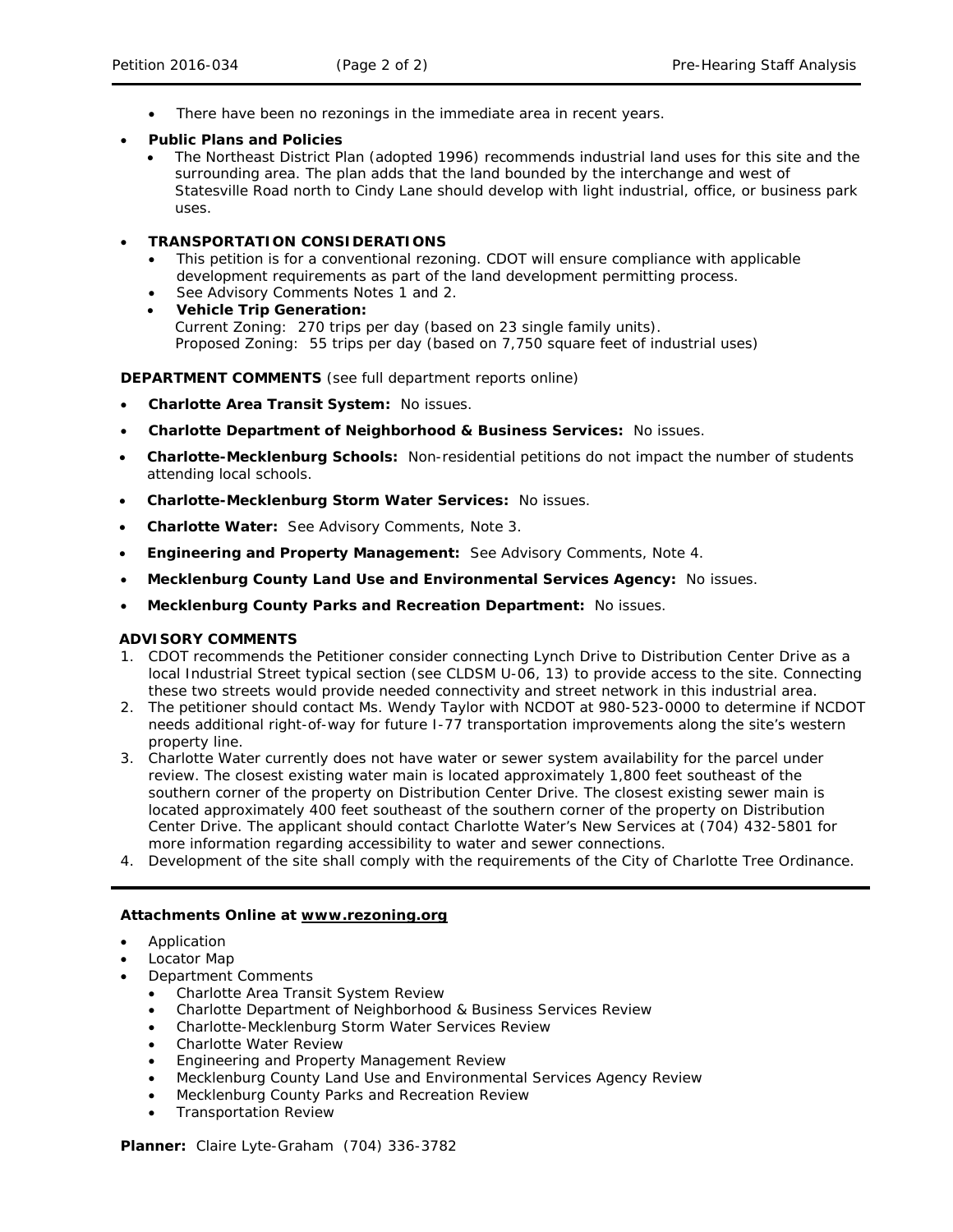- There have been no rezonings in the immediate area in recent years.

- **Public Plans and Policies**
    - The Northeast District Plan (adopted 1996) recommends industrial land uses for this site and the surrounding area. The plan adds that the land bounded by the interchange and west of Statesville Road north to Cindy Lane should develop with light industrial, office, or business park uses.

- **TRANSPORTATION CONSIDERATIONS**
    - This petition is for a conventional rezoning. CDOT will ensure compliance with applicable development requirements as part of the land development permitting process.
    - See Advisory Comments Notes 1 and 2.
    - **Vehicle Trip Generation:**
      Current Zoning: 270 trips per day (based on 23 single family units).
      Proposed Zoning: 55 trips per day (based on 7,750 square feet of industrial uses)

**DEPARTMENT COMMENTS** (see full department reports online)

- **Charlotte Area Transit System:** No issues.
- **Charlotte Department of Neighborhood & Business Services:** No issues.
- **Charlotte-Mecklenburg Schools:** Non-residential petitions do not impact the number of students attending local schools.
- **Charlotte-Mecklenburg Storm Water Services:** No issues.
- **Charlotte Water:** See Advisory Comments, Note 3.
- **Engineering and Property Management:** See Advisory Comments, Note 4.
- **Mecklenburg County Land Use and Environmental Services Agency:** No issues.
- **Mecklenburg County Parks and Recreation Department:** No issues.

**ADVISORY COMMENTS**

1. CDOT recommends the Petitioner consider connecting Lynch Drive to Distribution Center Drive as a local Industrial Street typical section (see CLDSM U-06, 13) to provide access to the site. Connecting these two streets would provide needed connectivity and street network in this industrial area.
2. The petitioner should contact Ms. Wendy Taylor with NCDOT at 980-523-0000 to determine if NCDOT needs additional right-of-way for future I-77 transportation improvements along the site's western property line.
3. Charlotte Water currently does not have water or sewer system availability for the parcel under review. The closest existing water main is located approximately 1,800 feet southeast of the southern corner of the property on Distribution Center Drive. The closest existing sewer main is located approximately 400 feet southeast of the southern corner of the property on Distribution Center Drive. The applicant should contact Charlotte Water's New Services at (704) 432-5801 for more information regarding accessibility to water and sewer connections.
4. Development of the site shall comply with the requirements of the City of Charlotte Tree Ordinance.

---

**Attachments Online at www.rezoning.org**

- Application
- Locator Map
- Department Comments
    - Charlotte Area Transit System Review
    - Charlotte Department of Neighborhood & Business Services Review
    - Charlotte-Mecklenburg Storm Water Services Review
    - Charlotte Water Review
    - Engineering and Property Management Review
    - Mecklenburg County Land Use and Environmental Services Agency Review
    - Mecklenburg County Parks and Recreation Review
    - Transportation Review

**Planner:** Claire Lyte-Graham (704) 336-3782